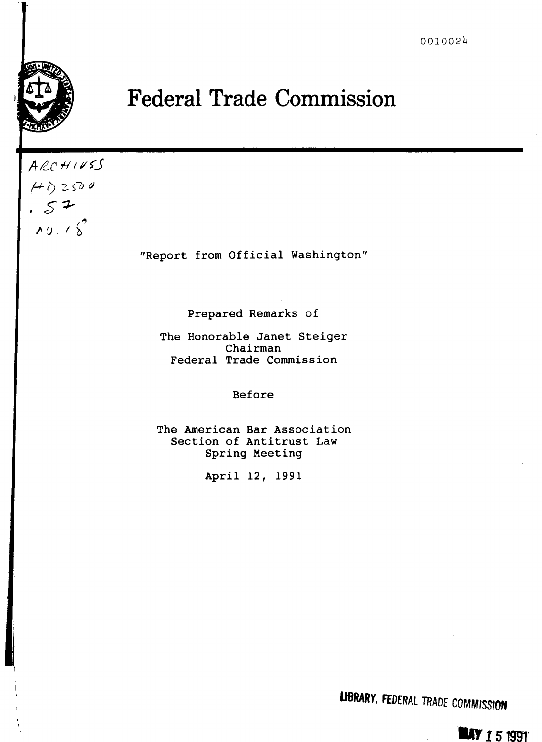0010024

# Federal Trade Commission

ARCHIVES
HD 2500
.S7
no. 18

"Report from Official Washington"

Prepared Remarks of

The Honorable Janet Steiger
Chairman
Federal Trade Commission

Before

The American Bar Association
Section of Antitrust Law
Spring Meeting

April 12, 1991

LIBRARY, FEDERAL TRADE COMMISSION

MAY 15 1991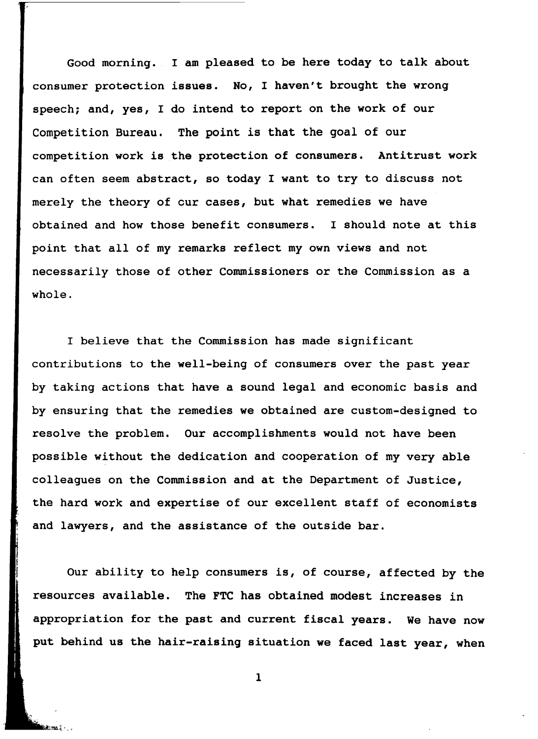Good morning. I am pleased to be here today to talk about consumer protection issues. No, I haven't brought the wrong speech; and, yes, I do intend to report on the work of our Competition Bureau. The point is that the goal of our competition work is the protection of consumers. Antitrust work can often seem abstract, so today I want to try to discuss not merely the theory of cur cases, but what remedies we have obtained and how those benefit consumers. I should note at this point that all of my remarks reflect my own views and not necessarily those of other Commissioners or the Commission as a whole.

I believe that the Commission has made significant contributions to the well-being of consumers over the past year by taking actions that have a sound legal and economic basis and by ensuring that the remedies we obtained are custom-designed to resolve the problem. Our accomplishments would not have been possible without the dedication and cooperation of my very able colleagues on the Commission and at the Department of Justice, the hard work and expertise of our excellent staff of economists and lawyers, and the assistance of the outside bar.

Our ability to help consumers is, of course, affected by the resources available. The FTC has obtained modest increases in appropriation for the past and current fiscal years. We have now put behind us the hair-raising situation we faced last year, when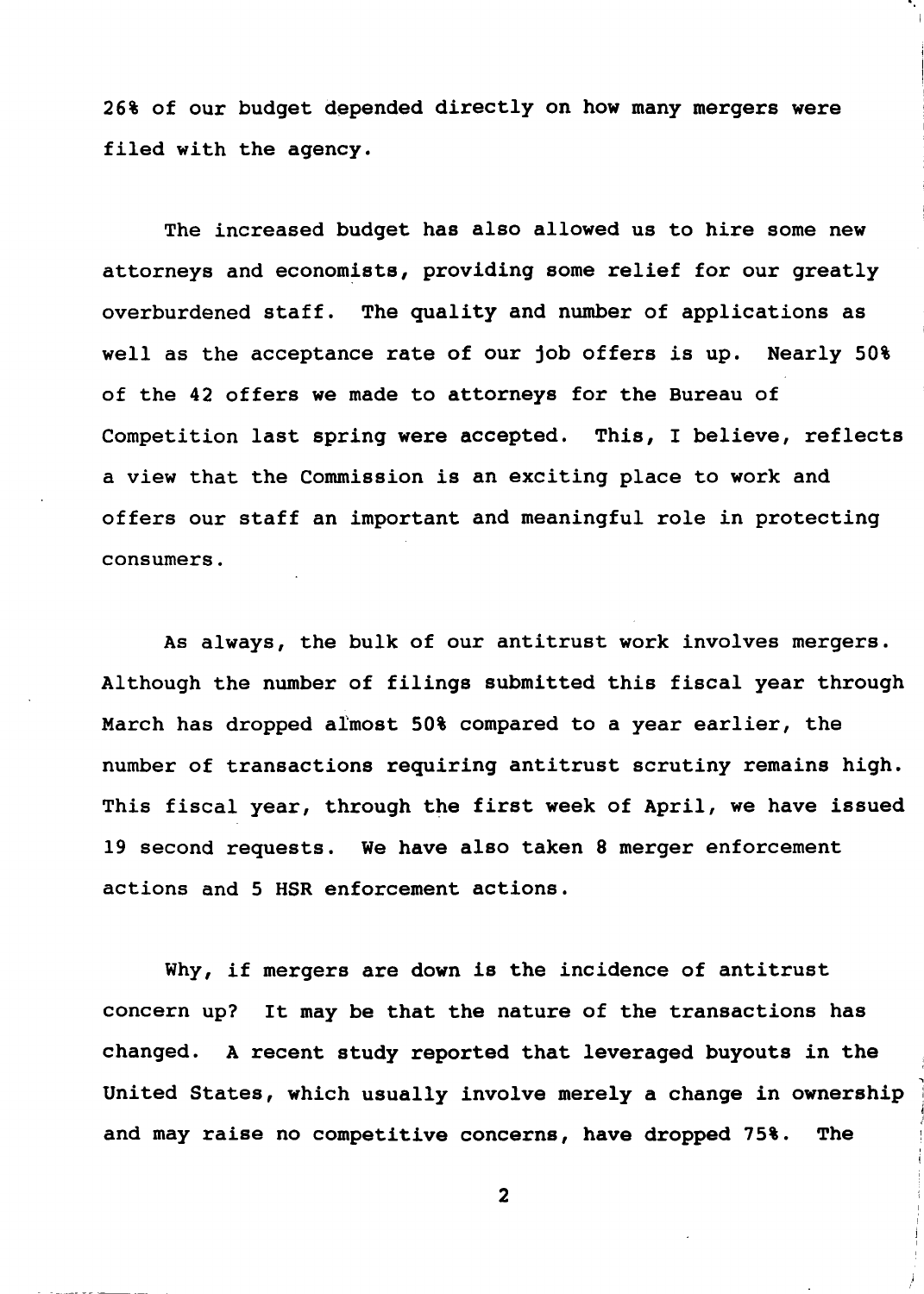26% of our budget depended directly on how many mergers were filed with the agency.

The increased budget has also allowed us to hire some new attorneys and economists, providing some relief for our greatly overburdened staff. The quality and number of applications as well as the acceptance rate of our job offers is up. Nearly 50% of the 42 offers we made to attorneys for the Bureau of Competition last spring were accepted. This, I believe, reflects a view that the Commission is an exciting place to work and offers our staff an important and meaningful role in protecting consumers.

As always, the bulk of our antitrust work involves mergers. Although the number of filings submitted this fiscal year through March has dropped almost 50% compared to a year earlier, the number of transactions requiring antitrust scrutiny remains high. This fiscal year, through the first week of April, we have issued 19 second requests. We have also taken 8 merger enforcement actions and 5 HSR enforcement actions.

Why, if mergers are down is the incidence of antitrust concern up? It may be that the nature of the transactions has changed. A recent study reported that leveraged buyouts in the United States, which usually involve merely a change in ownership and may raise no competitive concerns, have dropped 75%. The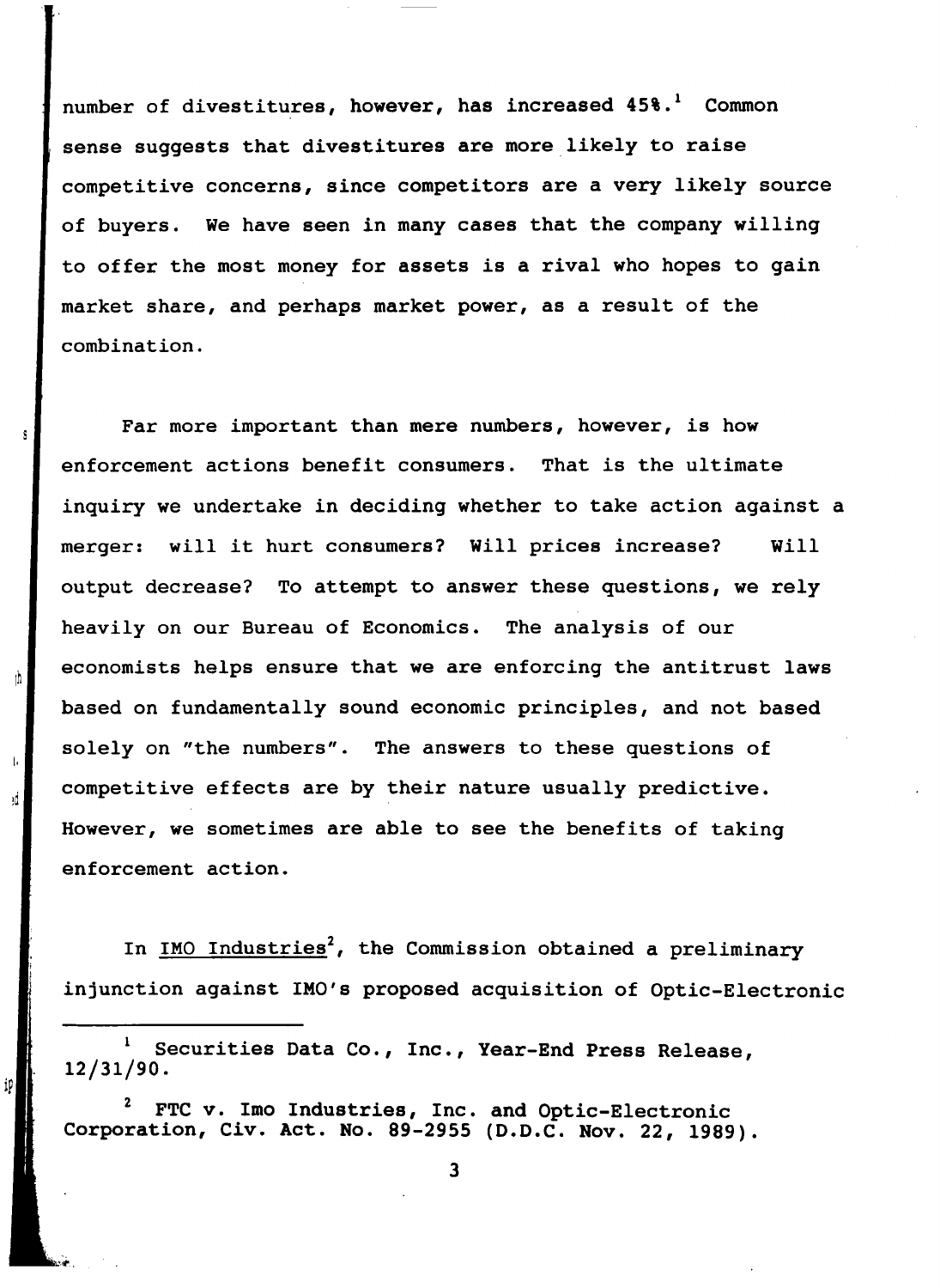number of divestitures, however, has increased 45%.[1] Common sense suggests that divestitures are more likely to raise competitive concerns, since competitors are a very likely source of buyers. We have seen in many cases that the company willing to offer the most money for assets is a rival who hopes to gain market share, and perhaps market power, as a result of the combination.

Far more important than mere numbers, however, is how enforcement actions benefit consumers. That is the ultimate inquiry we undertake in deciding whether to take action against a merger: will it hurt consumers? Will prices increase? Will output decrease? To attempt to answer these questions, we rely heavily on our Bureau of Economics. The analysis of our economists helps ensure that we are enforcing the antitrust laws based on fundamentally sound economic principles, and not based solely on "the numbers". The answers to these questions of competitive effects are by their nature usually predictive. However, we sometimes are able to see the benefits of taking enforcement action.

In <u>IMO Industries</u>[2], the Commission obtained a preliminary injunction against IMO's proposed acquisition of Optic-Electronic

---

[1] Securities Data Co., Inc., Year-End Press Release, 12/31/90.

[2] FTC v. Imo Industries, Inc. and Optic-Electronic Corporation, Civ. Act. No. 89-2955 (D.D.C. Nov. 22, 1989).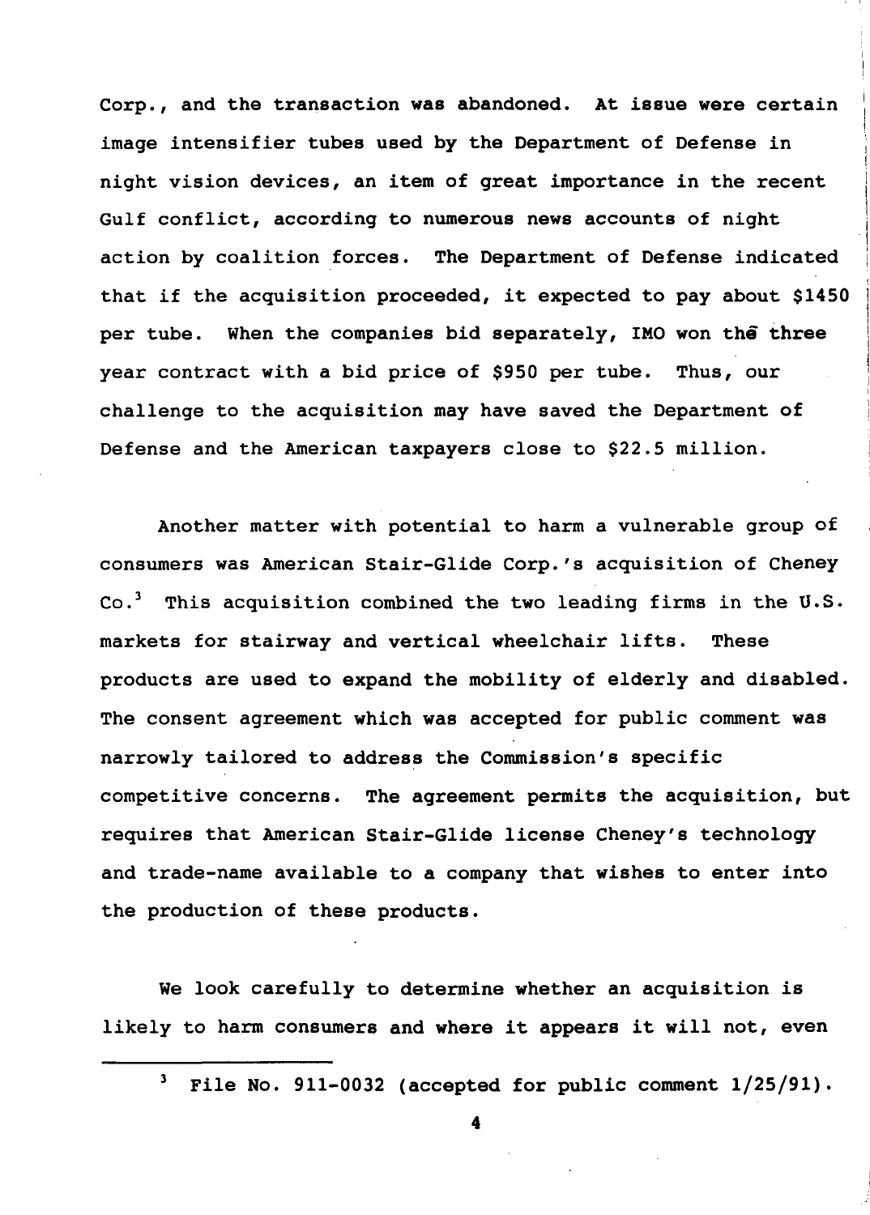Corp., and the transaction was abandoned. At issue were certain image intensifier tubes used by the Department of Defense in night vision devices, an item of great importance in the recent Gulf conflict, according to numerous news accounts of night action by coalition forces. The Department of Defense indicated that if the acquisition proceeded, it expected to pay about $1450 per tube. When the companies bid separately, IMO won the three year contract with a bid price of $950 per tube. Thus, our challenge to the acquisition may have saved the Department of Defense and the American taxpayers close to $22.5 million.

Another matter with potential to harm a vulnerable group of consumers was American Stair-Glide Corp.'s acquisition of Cheney Co.[3] This acquisition combined the two leading firms in the U.S. markets for stairway and vertical wheelchair lifts. These products are used to expand the mobility of elderly and disabled. The consent agreement which was accepted for public comment was narrowly tailored to address the Commission's specific competitive concerns. The agreement permits the acquisition, but requires that American Stair-Glide license Cheney's technology and trade-name available to a company that wishes to enter into the production of these products.

We look carefully to determine whether an acquisition is likely to harm consumers and where it appears it will not, even

---

[3] File No. 911-0032 (accepted for public comment 1/25/91).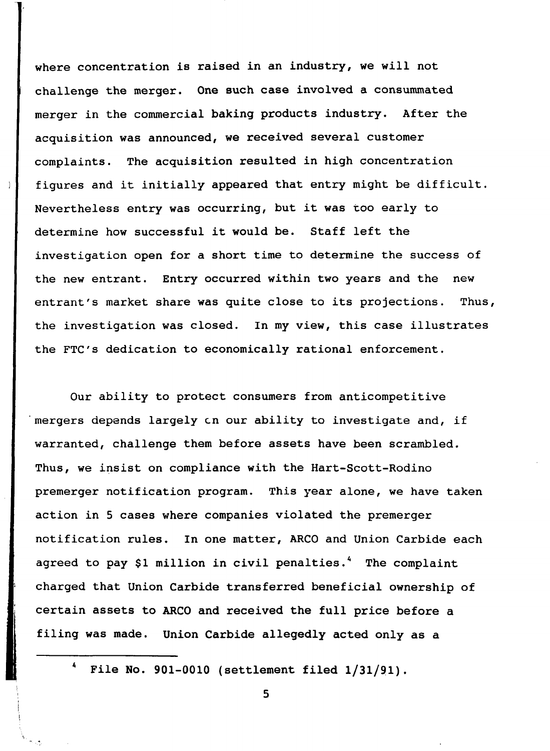where concentration is raised in an industry, we will not challenge the merger. One such case involved a consummated merger in the commercial baking products industry. After the acquisition was announced, we received several customer complaints. The acquisition resulted in high concentration figures and it initially appeared that entry might be difficult. Nevertheless entry was occurring, but it was too early to determine how successful it would be. Staff left the investigation open for a short time to determine the success of the new entrant. Entry occurred within two years and the new entrant's market share was quite close to its projections. Thus, the investigation was closed. In my view, this case illustrates the FTC's dedication to economically rational enforcement.

Our ability to protect consumers from anticompetitive mergers depends largely on our ability to investigate and, if warranted, challenge them before assets have been scrambled. Thus, we insist on compliance with the Hart-Scott-Rodino premerger notification program. This year alone, we have taken action in 5 cases where companies violated the premerger notification rules. In one matter, ARCO and Union Carbide each agreed to pay $1 million in civil penalties.[4] The complaint charged that Union Carbide transferred beneficial ownership of certain assets to ARCO and received the full price before a filing was made. Union Carbide allegedly acted only as a

[4] File No. 901-0010 (settlement filed 1/31/91).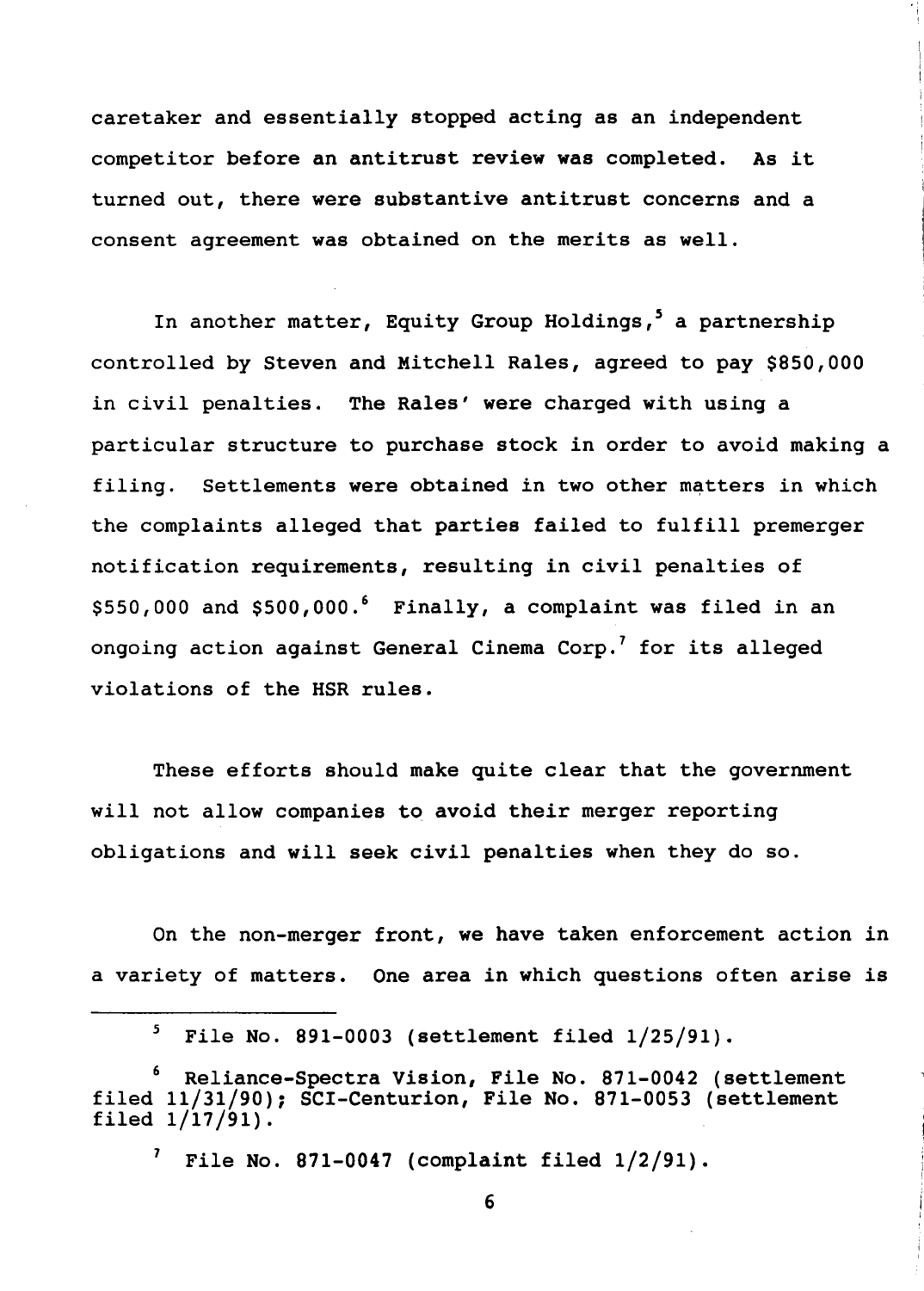caretaker and essentially stopped acting as an independent competitor before an antitrust review was completed. As it turned out, there were substantive antitrust concerns and a consent agreement was obtained on the merits as well.

In another matter, Equity Group Holdings,[5] a partnership controlled by Steven and Mitchell Rales, agreed to pay $850,000 in civil penalties. The Rales' were charged with using a particular structure to purchase stock in order to avoid making a filing. Settlements were obtained in two other matters in which the complaints alleged that parties failed to fulfill premerger notification requirements, resulting in civil penalties of $550,000 and $500,000.[6] Finally, a complaint was filed in an ongoing action against General Cinema Corp.[7] for its alleged violations of the HSR rules.

These efforts should make quite clear that the government will not allow companies to avoid their merger reporting obligations and will seek civil penalties when they do so.

On the non-merger front, we have taken enforcement action in a variety of matters. One area in which questions often arise is

---

[5] File No. 891-0003 (settlement filed 1/25/91).

[6] Reliance-Spectra Vision, File No. 871-0042 (settlement filed 11/31/90); SCI-Centurion, File No. 871-0053 (settlement filed 1/17/91).

[7] File No. 871-0047 (complaint filed 1/2/91).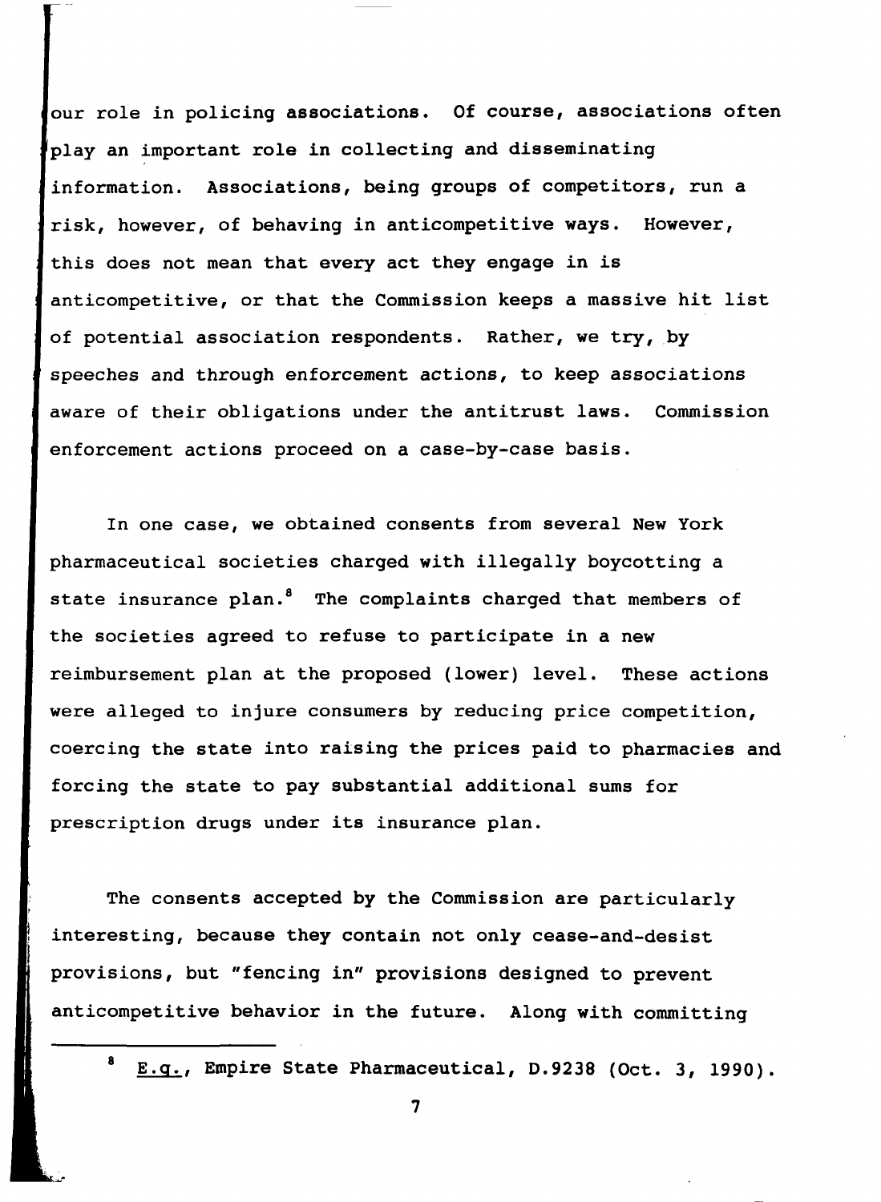our role in policing associations. Of course, associations often play an important role in collecting and disseminating information. Associations, being groups of competitors, run a risk, however, of behaving in anticompetitive ways. However, this does not mean that every act they engage in is anticompetitive, or that the Commission keeps a massive hit list of potential association respondents. Rather, we try, by speeches and through enforcement actions, to keep associations aware of their obligations under the antitrust laws. Commission enforcement actions proceed on a case-by-case basis.

In one case, we obtained consents from several New York pharmaceutical societies charged with illegally boycotting a state insurance plan.[8] The complaints charged that members of the societies agreed to refuse to participate in a new reimbursement plan at the proposed (lower) level. These actions were alleged to injure consumers by reducing price competition, coercing the state into raising the prices paid to pharmacies and forcing the state to pay substantial additional sums for prescription drugs under its insurance plan.

The consents accepted by the Commission are particularly interesting, because they contain not only cease-and-desist provisions, but "fencing in" provisions designed to prevent anticompetitive behavior in the future. Along with committing

---

[8] E.g., Empire State Pharmaceutical, D.9238 (Oct. 3, 1990).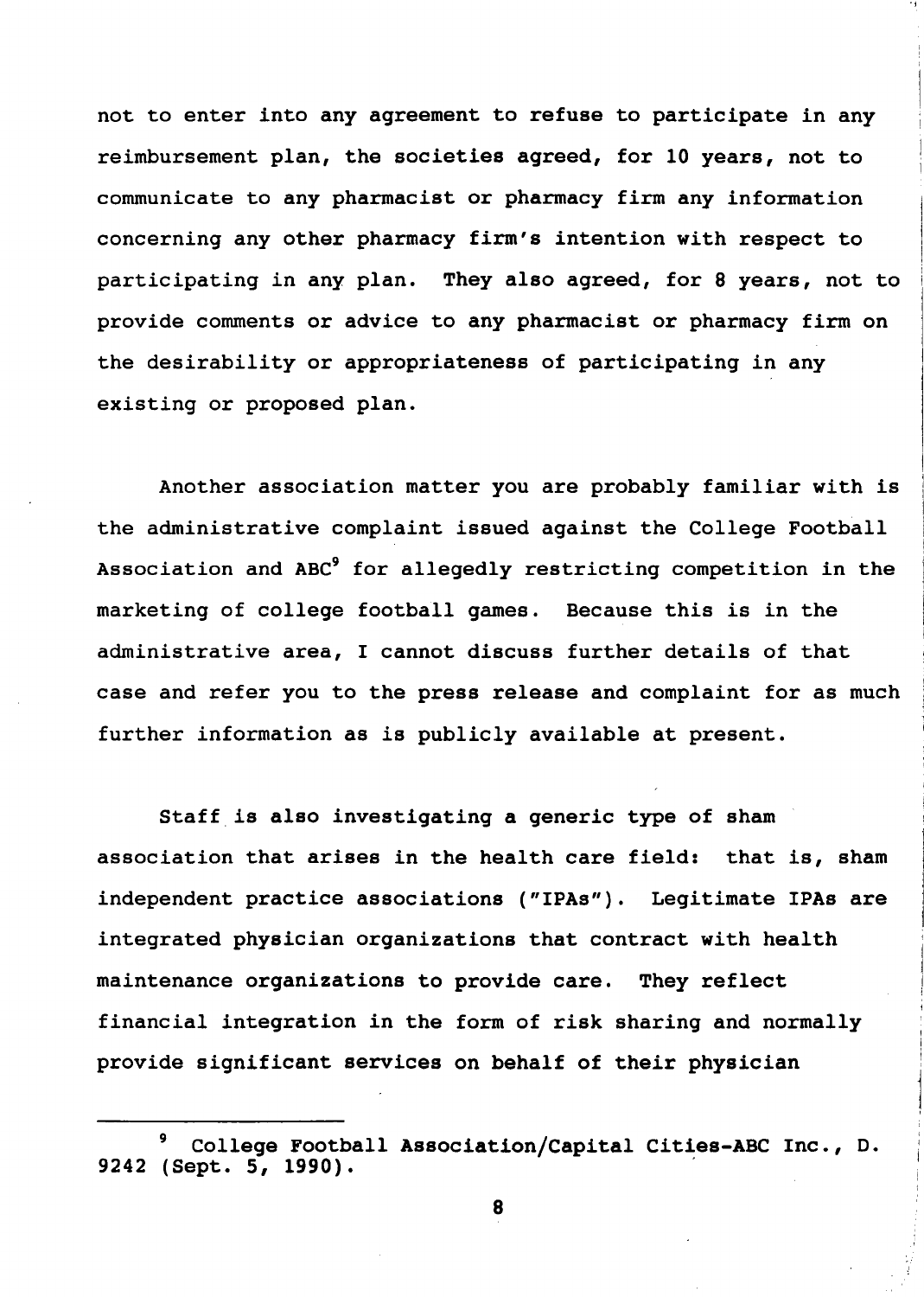not to enter into any agreement to refuse to participate in any reimbursement plan, the societies agreed, for 10 years, not to communicate to any pharmacist or pharmacy firm any information concerning any other pharmacy firm's intention with respect to participating in any plan. They also agreed, for 8 years, not to provide comments or advice to any pharmacist or pharmacy firm on the desirability or appropriateness of participating in any existing or proposed plan.

Another association matter you are probably familiar with is the administrative complaint issued against the College Football Association and ABC[9] for allegedly restricting competition in the marketing of college football games. Because this is in the administrative area, I cannot discuss further details of that case and refer you to the press release and complaint for as much further information as is publicly available at present.

Staff is also investigating a generic type of sham association that arises in the health care field: that is, sham independent practice associations ("IPAs"). Legitimate IPAs are integrated physician organizations that contract with health maintenance organizations to provide care. They reflect financial integration in the form of risk sharing and normally provide significant services on behalf of their physician

---

[9] College Football Association/Capital Cities-ABC Inc., D. 9242 (Sept. 5, 1990).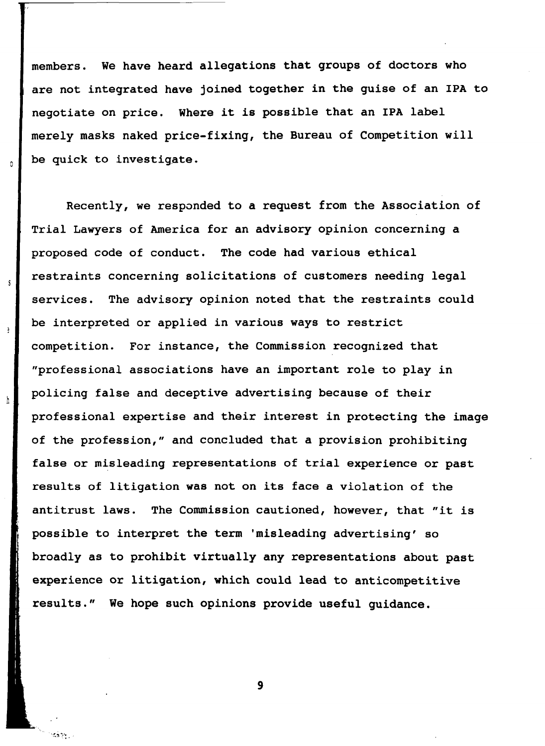members. We have heard allegations that groups of doctors who are not integrated have joined together in the guise of an IPA to negotiate on price. Where it is possible that an IPA label merely masks naked price-fixing, the Bureau of Competition will be quick to investigate.

Recently, we responded to a request from the Association of Trial Lawyers of America for an advisory opinion concerning a proposed code of conduct. The code had various ethical restraints concerning solicitations of customers needing legal services. The advisory opinion noted that the restraints could be interpreted or applied in various ways to restrict competition. For instance, the Commission recognized that "professional associations have an important role to play in policing false and deceptive advertising because of their professional expertise and their interest in protecting the image of the profession," and concluded that a provision prohibiting false or misleading representations of trial experience or past results of litigation was not on its face a violation of the antitrust laws. The Commission cautioned, however, that "it is possible to interpret the term 'misleading advertising' so broadly as to prohibit virtually any representations about past experience or litigation, which could lead to anticompetitive results." We hope such opinions provide useful guidance.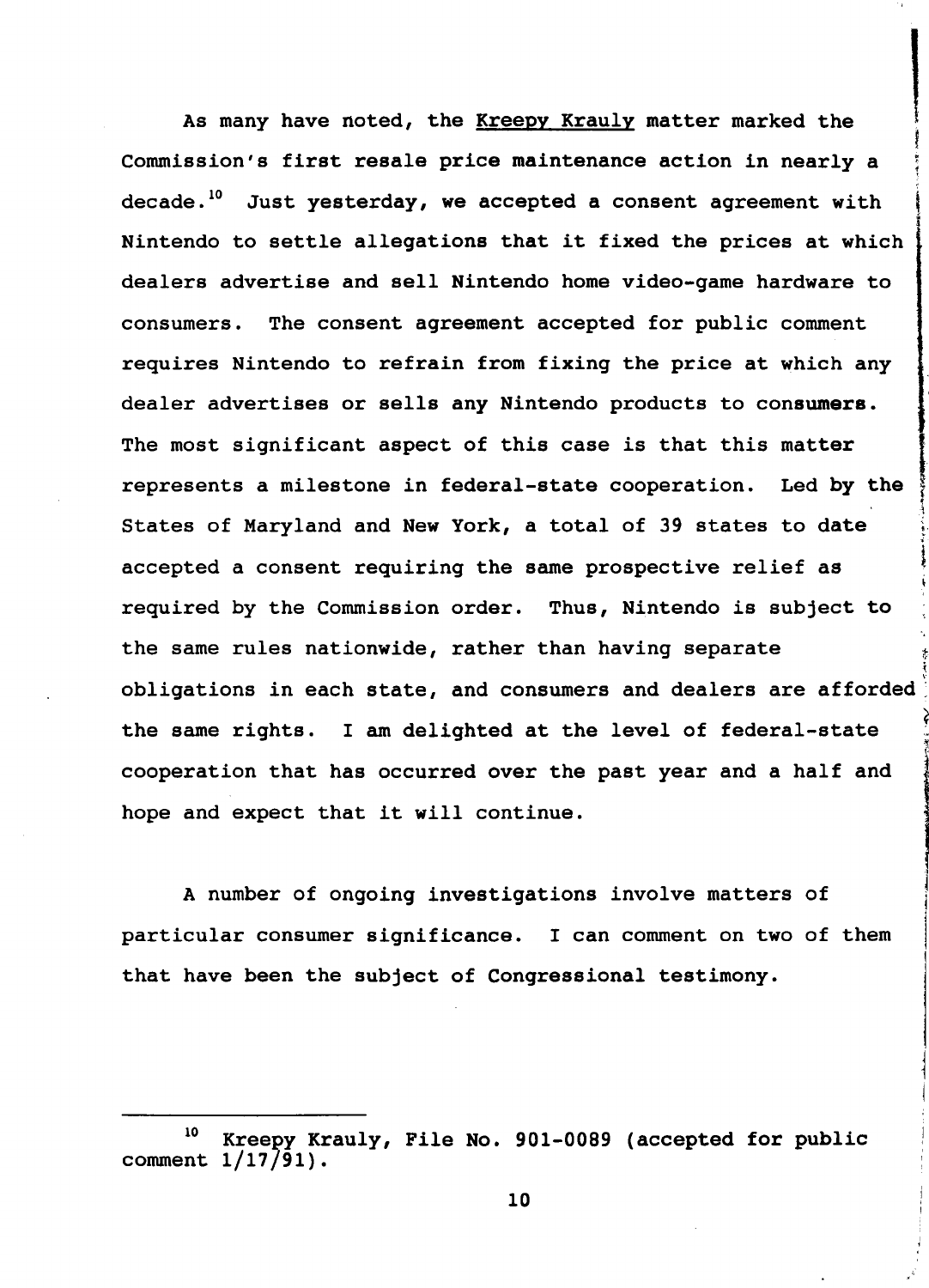As many have noted, the Kreepy Krauly matter marked the Commission's first resale price maintenance action in nearly a decade.[10] Just yesterday, we accepted a consent agreement with Nintendo to settle allegations that it fixed the prices at which dealers advertise and sell Nintendo home video-game hardware to consumers. The consent agreement accepted for public comment requires Nintendo to refrain from fixing the price at which any dealer advertises or sells any Nintendo products to consumers. The most significant aspect of this case is that this matter represents a milestone in federal-state cooperation. Led by the States of Maryland and New York, a total of 39 states to date accepted a consent requiring the same prospective relief as required by the Commission order. Thus, Nintendo is subject to the same rules nationwide, rather than having separate obligations in each state, and consumers and dealers are afforded the same rights. I am delighted at the level of federal-state cooperation that has occurred over the past year and a half and hope and expect that it will continue.

A number of ongoing investigations involve matters of particular consumer significance. I can comment on two of them that have been the subject of Congressional testimony.

---

[10] Kreepy Krauly, File No. 901-0089 (accepted for public comment 1/17/91).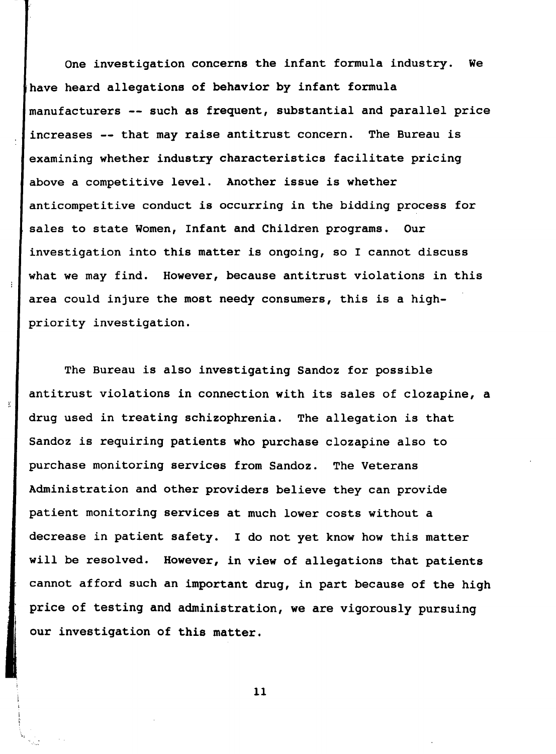One investigation concerns the infant formula industry. We have heard allegations of behavior by infant formula manufacturers -- such as frequent, substantial and parallel price increases -- that may raise antitrust concern. The Bureau is examining whether industry characteristics facilitate pricing above a competitive level. Another issue is whether anticompetitive conduct is occurring in the bidding process for sales to state Women, Infant and Children programs. Our investigation into this matter is ongoing, so I cannot discuss what we may find. However, because antitrust violations in this area could injure the most needy consumers, this is a high-priority investigation.

The Bureau is also investigating Sandoz for possible antitrust violations in connection with its sales of clozapine, a drug used in treating schizophrenia. The allegation is that Sandoz is requiring patients who purchase clozapine also to purchase monitoring services from Sandoz. The Veterans Administration and other providers believe they can provide patient monitoring services at much lower costs without a decrease in patient safety. I do not yet know how this matter will be resolved. However, in view of allegations that patients cannot afford such an important drug, in part because of the high price of testing and administration, we are vigorously pursuing our investigation of this matter.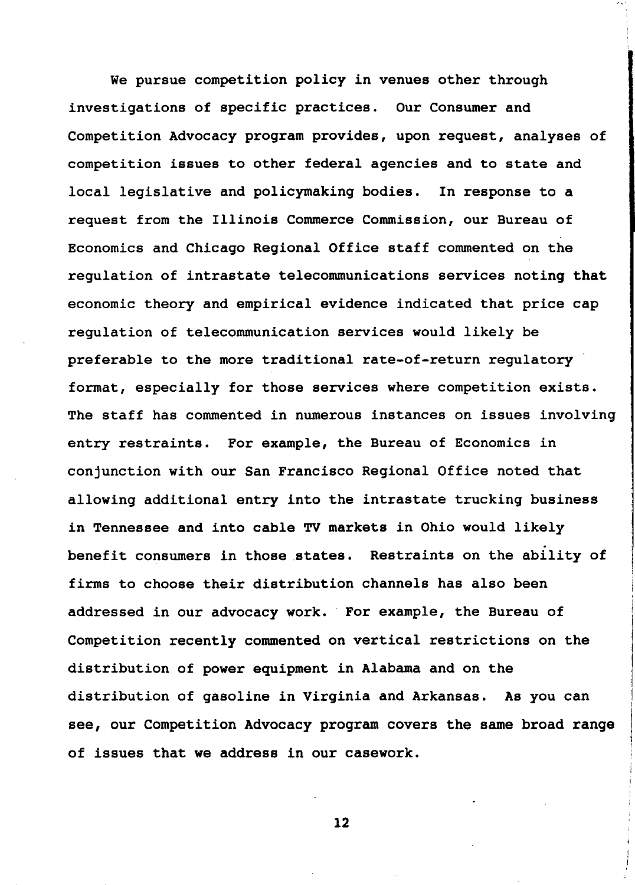We pursue competition policy in venues other through investigations of specific practices. Our Consumer and Competition Advocacy program provides, upon request, analyses of competition issues to other federal agencies and to state and local legislative and policymaking bodies. In response to a request from the Illinois Commerce Commission, our Bureau of Economics and Chicago Regional Office staff commented on the regulation of intrastate telecommunications services noting that economic theory and empirical evidence indicated that price cap regulation of telecommunication services would likely be preferable to the more traditional rate-of-return regulatory format, especially for those services where competition exists. The staff has commented in numerous instances on issues involving entry restraints. For example, the Bureau of Economics in conjunction with our San Francisco Regional Office noted that allowing additional entry into the intrastate trucking business in Tennessee and into cable TV markets in Ohio would likely benefit consumers in those states. Restraints on the ability of firms to choose their distribution channels has also been addressed in our advocacy work. For example, the Bureau of Competition recently commented on vertical restrictions on the distribution of power equipment in Alabama and on the distribution of gasoline in Virginia and Arkansas. As you can see, our Competition Advocacy program covers the same broad range of issues that we address in our casework.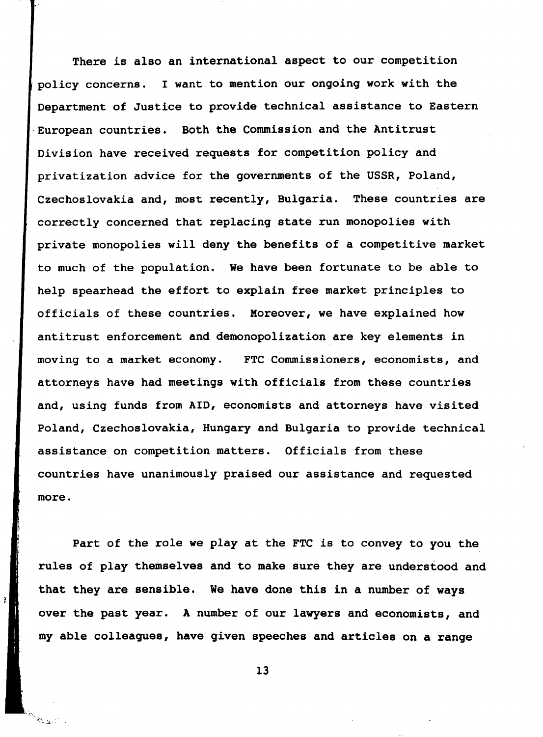There is also an international aspect to our competition policy concerns. I want to mention our ongoing work with the Department of Justice to provide technical assistance to Eastern European countries. Both the Commission and the Antitrust Division have received requests for competition policy and privatization advice for the governments of the USSR, Poland, Czechoslovakia and, most recently, Bulgaria. These countries are correctly concerned that replacing state run monopolies with private monopolies will deny the benefits of a competitive market to much of the population. We have been fortunate to be able to help spearhead the effort to explain free market principles to officials of these countries. Moreover, we have explained how antitrust enforcement and demonopolization are key elements in moving to a market economy. FTC Commissioners, economists, and attorneys have had meetings with officials from these countries and, using funds from AID, economists and attorneys have visited Poland, Czechoslovakia, Hungary and Bulgaria to provide technical assistance on competition matters. Officials from these countries have unanimously praised our assistance and requested more.

Part of the role we play at the FTC is to convey to you the rules of play themselves and to make sure they are understood and that they are sensible. We have done this in a number of ways over the past year. A number of our lawyers and economists, and my able colleagues, have given speeches and articles on a range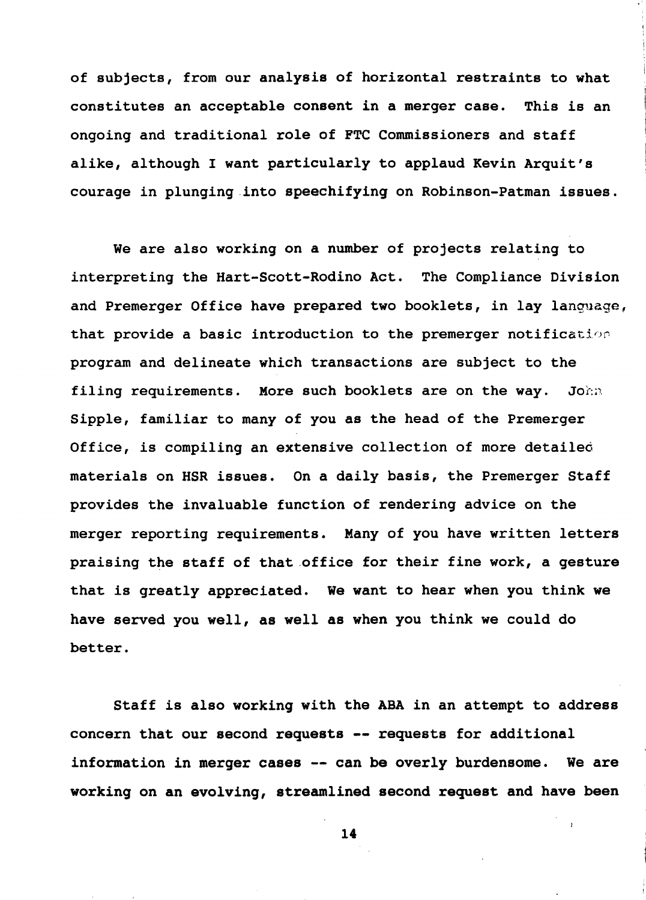of subjects, from our analysis of horizontal restraints to what constitutes an acceptable consent in a merger case. This is an ongoing and traditional role of FTC Commissioners and staff alike, although I want particularly to applaud Kevin Arquit's courage in plunging into speechifying on Robinson-Patman issues.

We are also working on a number of projects relating to interpreting the Hart-Scott-Rodino Act. The Compliance Division and Premerger Office have prepared two booklets, in lay language, that provide a basic introduction to the premerger notification program and delineate which transactions are subject to the filing requirements. More such booklets are on the way. John Sipple, familiar to many of you as the head of the Premerger Office, is compiling an extensive collection of more detailed materials on HSR issues. On a daily basis, the Premerger Staff provides the invaluable function of rendering advice on the merger reporting requirements. Many of you have written letters praising the staff of that office for their fine work, a gesture that is greatly appreciated. We want to hear when you think we have served you well, as well as when you think we could do better.

Staff is also working with the ABA in an attempt to address concern that our second requests -- requests for additional information in merger cases -- can be overly burdensome. We are working on an evolving, streamlined second request and have been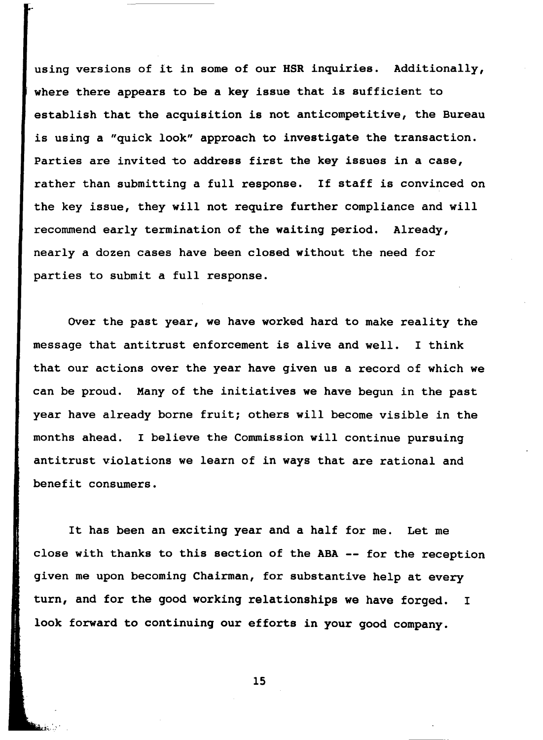using versions of it in some of our HSR inquiries. Additionally, where there appears to be a key issue that is sufficient to establish that the acquisition is not anticompetitive, the Bureau is using a "quick look" approach to investigate the transaction. Parties are invited to address first the key issues in a case, rather than submitting a full response. If staff is convinced on the key issue, they will not require further compliance and will recommend early termination of the waiting period. Already, nearly a dozen cases have been closed without the need for parties to submit a full response.

Over the past year, we have worked hard to make reality the message that antitrust enforcement is alive and well. I think that our actions over the year have given us a record of which we can be proud. Many of the initiatives we have begun in the past year have already borne fruit; others will become visible in the months ahead. I believe the Commission will continue pursuing antitrust violations we learn of in ways that are rational and benefit consumers.

It has been an exciting year and a half for me. Let me close with thanks to this section of the ABA -- for the reception given me upon becoming Chairman, for substantive help at every turn, and for the good working relationships we have forged. I look forward to continuing our efforts in your good company.